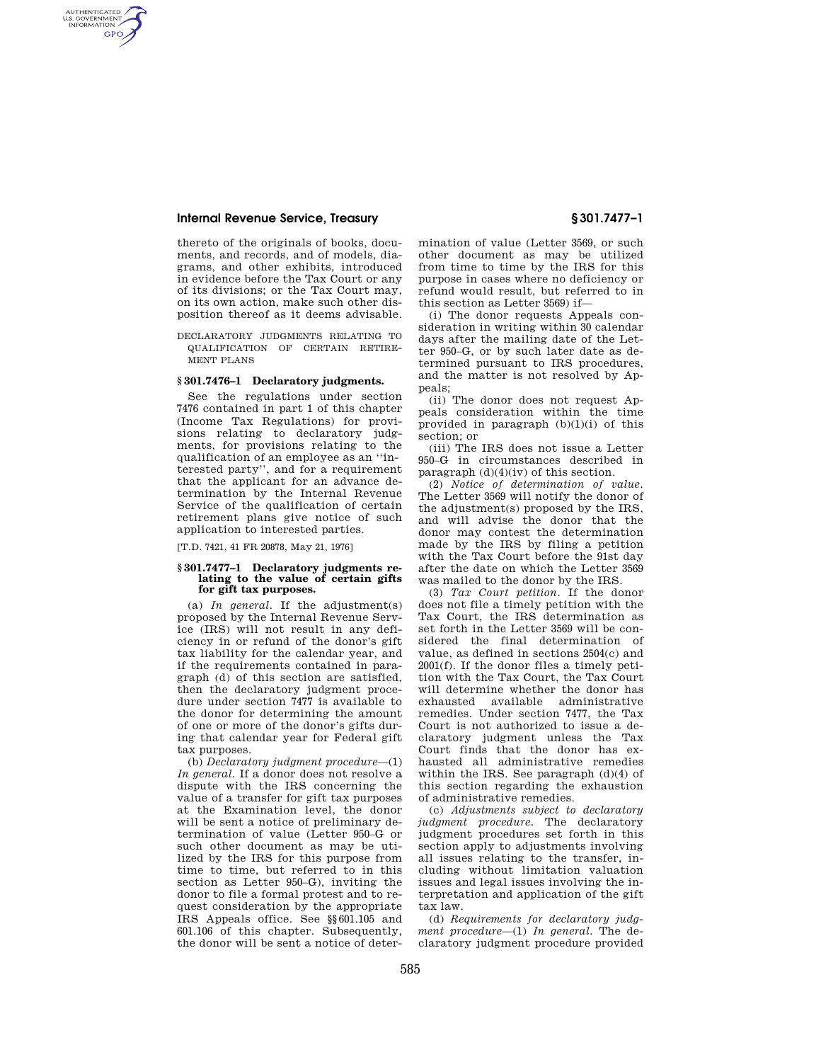thereto of the originals of books, documents, and records, and of models, diagrams, and other exhibits, introduced in evidence before the Tax Court or any of its divisions; or the Tax Court may, on its own action, make such other disposition thereof as it deems advisable.

DECLARATORY JUDGMENTS RELATING TO QUALIFICATION OF CERTAIN RETIREMENT PLANS

### § 301.7476–1 Declaratory judgments.

See the regulations under section 7476 contained in part 1 of this chapter (Income Tax Regulations) for provisions relating to declaratory judgments, for provisions relating to the qualification of an employee as an ''interested party'', and for a requirement that the applicant for an advance determination by the Internal Revenue Service of the qualification of certain retirement plans give notice of such application to interested parties.

[T.D. 7421, 41 FR 20878, May 21, 1976]

### § 301.7477–1 Declaratory judgments relating to the value of certain gifts for gift tax purposes.

(a) *In general.* If the adjustment(s) proposed by the Internal Revenue Service (IRS) will not result in any deficiency in or refund of the donor's gift tax liability for the calendar year, and if the requirements contained in paragraph (d) of this section are satisfied, then the declaratory judgment procedure under section 7477 is available to the donor for determining the amount of one or more of the donor's gifts during that calendar year for Federal gift tax purposes.

(b) *Declaratory judgment procedure*—(1) *In general.* If a donor does not resolve a dispute with the IRS concerning the value of a transfer for gift tax purposes at the Examination level, the donor will be sent a notice of preliminary determination of value (Letter 950–G or such other document as may be utilized by the IRS for this purpose from time to time, but referred to in this section as Letter 950–G), inviting the donor to file a formal protest and to request consideration by the appropriate IRS Appeals office. See §§ 601.105 and 601.106 of this chapter. Subsequently, the donor will be sent a notice of determination of value (Letter 3569, or such other document as may be utilized from time to time by the IRS for this purpose in cases where no deficiency or refund would result, but referred to in this section as Letter 3569) if—

(i) The donor requests Appeals consideration in writing within 30 calendar days after the mailing date of the Letter 950–G, or by such later date as determined pursuant to IRS procedures, and the matter is not resolved by Appeals;

(ii) The donor does not request Appeals consideration within the time provided in paragraph (b)(1)(i) of this section; or

(iii) The IRS does not issue a Letter 950–G in circumstances described in paragraph (d)(4)(iv) of this section.

(2) *Notice of determination of value.* The Letter 3569 will notify the donor of the adjustment(s) proposed by the IRS, and will advise the donor that the donor may contest the determination made by the IRS by filing a petition with the Tax Court before the 91st day after the date on which the Letter 3569 was mailed to the donor by the IRS.

(3) *Tax Court petition.* If the donor does not file a timely petition with the Tax Court, the IRS determination as set forth in the Letter 3569 will be considered the final determination of value, as defined in sections 2504(c) and 2001(f). If the donor files a timely petition with the Tax Court, the Tax Court will determine whether the donor has exhausted available administrative remedies. Under section 7477, the Tax Court is not authorized to issue a declaratory judgment unless the Tax Court finds that the donor has exhausted all administrative remedies within the IRS. See paragraph (d)(4) of this section regarding the exhaustion of administrative remedies.

(c) *Adjustments subject to declaratory judgment procedure.* The declaratory judgment procedures set forth in this section apply to adjustments involving all issues relating to the transfer, including without limitation valuation issues and legal issues involving the interpretation and application of the gift tax law.

(d) *Requirements for declaratory judgment procedure*—(1) *In general.* The declaratory judgment procedure provided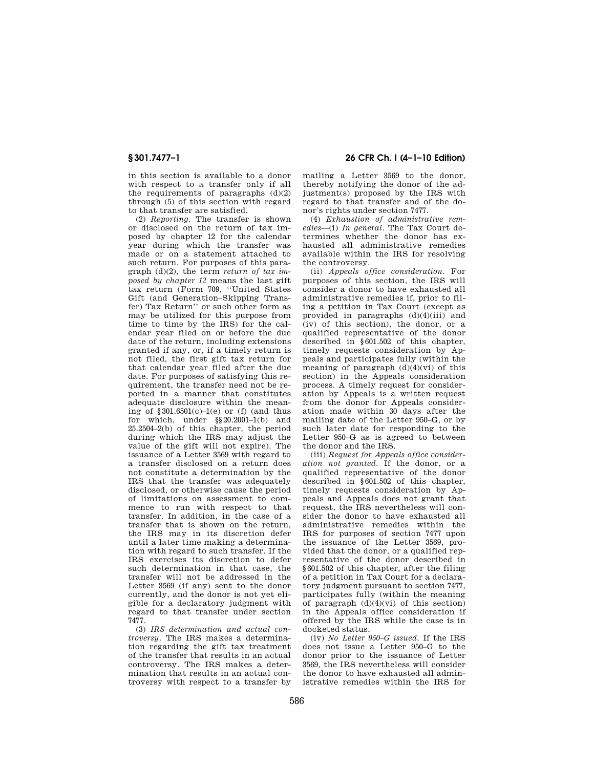in this section is available to a donor with respect to a transfer only if all the requirements of paragraphs (d)(2) through (5) of this section with regard to that transfer are satisfied.

(2) *Reporting.* The transfer is shown or disclosed on the return of tax imposed by chapter 12 for the calendar year during which the transfer was made or on a statement attached to such return. For purposes of this paragraph (d)(2), the term *return of tax imposed by chapter 12* means the last gift tax return (Form 709, ''United States Gift (and Generation-Skipping Transfer) Tax Return'' or such other form as may be utilized for this purpose from time to time by the IRS) for the calendar year filed on or before the due date of the return, including extensions granted if any, or, if a timely return is not filed, the first gift tax return for that calendar year filed after the due date. For purposes of satisfying this requirement, the transfer need not be reported in a manner that constitutes adequate disclosure within the meaning of §301.6501(c)–1(e) or (f) (and thus for which, under §§20.2001–1(b) and 25.2504–2(b) of this chapter, the period during which the IRS may adjust the value of the gift will not expire). The issuance of a Letter 3569 with regard to a transfer disclosed on a return does not constitute a determination by the IRS that the transfer was adequately disclosed, or otherwise cause the period of limitations on assessment to commence to run with respect to that transfer. In addition, in the case of a transfer that is shown on the return, the IRS may in its discretion defer until a later time making a determination with regard to such transfer. If the IRS exercises its discretion to defer such determination in that case, the transfer will not be addressed in the Letter 3569 (if any) sent to the donor currently, and the donor is not yet eligible for a declaratory judgment with regard to that transfer under section 7477.

(3) *IRS determination and actual controversy.* The IRS makes a determination regarding the gift tax treatment of the transfer that results in an actual controversy. The IRS makes a determination that results in an actual controversy with respect to a transfer by mailing a Letter 3569 to the donor, thereby notifying the donor of the adjustment(s) proposed by the IRS with regard to that transfer and of the donor's rights under section 7477.

(4) *Exhaustion of administrative remedies*—(i) *In general.* The Tax Court determines whether the donor has exhausted all administrative remedies available within the IRS for resolving the controversy.

(ii) *Appeals office consideration.* For purposes of this section, the IRS will consider a donor to have exhausted all administrative remedies if, prior to filing a petition in Tax Court (except as provided in paragraphs (d)(4)(iii) and (iv) of this section), the donor, or a qualified representative of the donor described in §601.502 of this chapter, timely requests consideration by Appeals and participates fully (within the meaning of paragraph (d)(4)(vi) of this section) in the Appeals consideration process. A timely request for consideration by Appeals is a written request from the donor for Appeals consideration made within 30 days after the mailing date of the Letter 950–G, or by such later date for responding to the Letter 950–G as is agreed to between the donor and the IRS.

(iii) *Request for Appeals office consideration not granted.* If the donor, or a qualified representative of the donor described in §601.502 of this chapter, timely requests consideration by Appeals and Appeals does not grant that request, the IRS nevertheless will consider the donor to have exhausted all administrative remedies within the IRS for purposes of section 7477 upon the issuance of the Letter 3569, provided that the donor, or a qualified representative of the donor described in §601.502 of this chapter, after the filing of a petition in Tax Court for a declaratory judgment pursuant to section 7477, participates fully (within the meaning of paragraph (d)(4)(vi) of this section) in the Appeals office consideration if offered by the IRS while the case is in docketed status.

(iv) *No Letter 950–G issued.* If the IRS does not issue a Letter 950–G to the donor prior to the issuance of Letter 3569, the IRS nevertheless will consider the donor to have exhausted all administrative remedies within the IRS for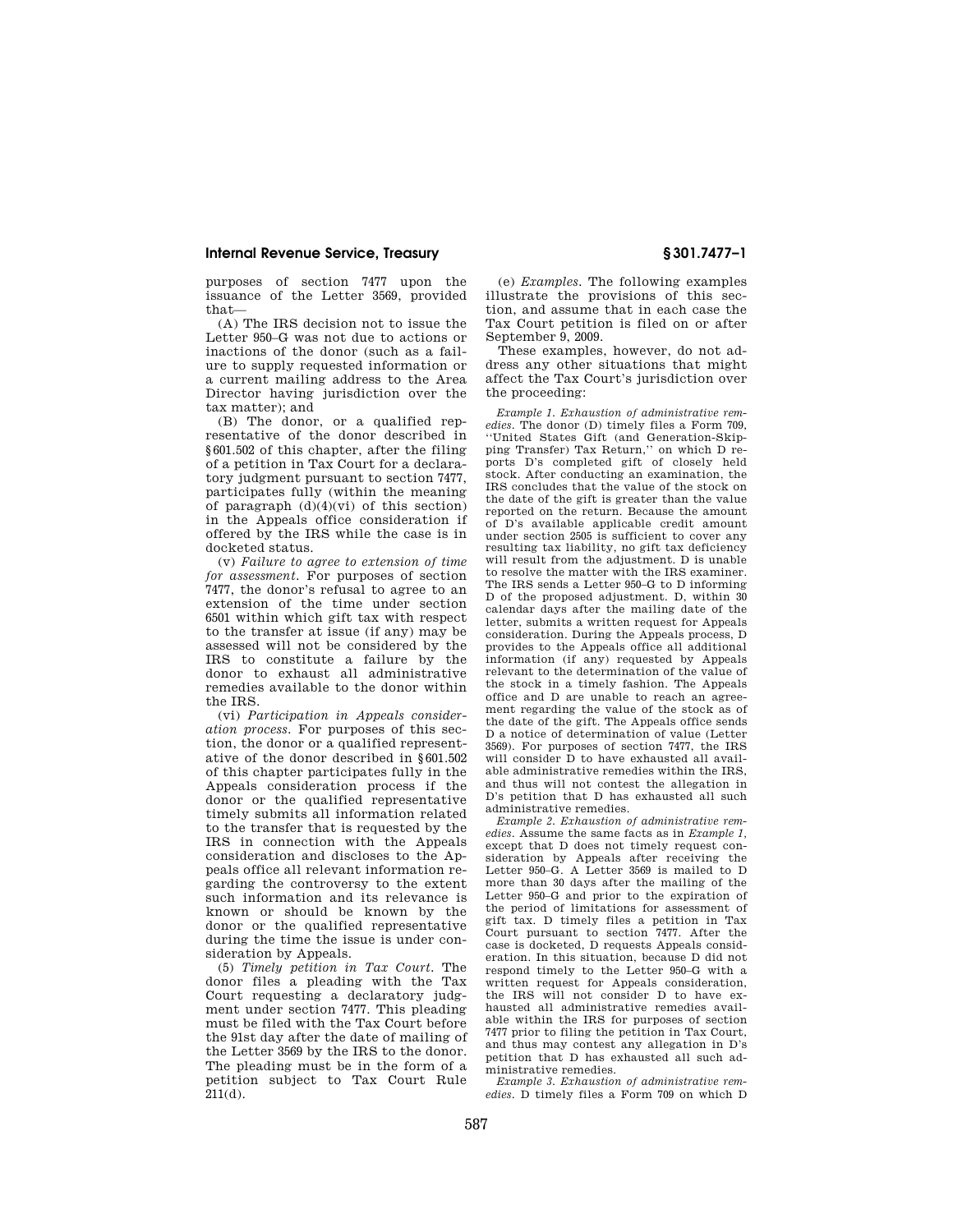purposes of section 7477 upon the issuance of the Letter 3569, provided that—

(A) The IRS decision not to issue the Letter 950–G was not due to actions or inactions of the donor (such as a failure to supply requested information or a current mailing address to the Area Director having jurisdiction over the tax matter); and

(B) The donor, or a qualified representative of the donor described in §601.502 of this chapter, after the filing of a petition in Tax Court for a declaratory judgment pursuant to section 7477, participates fully (within the meaning of paragraph (d)(4)(vi) of this section) in the Appeals office consideration if offered by the IRS while the case is in docketed status.

(v) *Failure to agree to extension of time for assessment.* For purposes of section 7477, the donor's refusal to agree to an extension of the time under section 6501 within which gift tax with respect to the transfer at issue (if any) may be assessed will not be considered by the IRS to constitute a failure by the donor to exhaust all administrative remedies available to the donor within the IRS.

(vi) *Participation in Appeals consideration process.* For purposes of this section, the donor or a qualified representative of the donor described in §601.502 of this chapter participates fully in the Appeals consideration process if the donor or the qualified representative timely submits all information related to the transfer that is requested by the IRS in connection with the Appeals consideration and discloses to the Appeals office all relevant information regarding the controversy to the extent such information and its relevance is known or should be known by the donor or the qualified representative during the time the issue is under consideration by Appeals.

(5) *Timely petition in Tax Court.* The donor files a pleading with the Tax Court requesting a declaratory judgment under section 7477. This pleading must be filed with the Tax Court before the 91st day after the date of mailing of the Letter 3569 by the IRS to the donor. The pleading must be in the form of a petition subject to Tax Court Rule 211(d).

(e) *Examples.* The following examples illustrate the provisions of this section, and assume that in each case the Tax Court petition is filed on or after September 9, 2009.

These examples, however, do not address any other situations that might affect the Tax Court's jurisdiction over the proceeding:

*Example 1. Exhaustion of administrative remedies.* The donor (D) timely files a Form 709, ''United States Gift (and Generation-Skipping Transfer) Tax Return,'' on which D reports D's completed gift of closely held stock. After conducting an examination, the IRS concludes that the value of the stock on the date of the gift is greater than the value reported on the return. Because the amount of D's available applicable credit amount under section 2505 is sufficient to cover any resulting tax liability, no gift tax deficiency will result from the adjustment. D is unable to resolve the matter with the IRS examiner. The IRS sends a Letter 950–G to D informing D of the proposed adjustment. D, within 30 calendar days after the mailing date of the letter, submits a written request for Appeals consideration. During the Appeals process, D provides to the Appeals office all additional information (if any) requested by Appeals relevant to the determination of the value of the stock in a timely fashion. The Appeals office and D are unable to reach an agreement regarding the value of the stock as of the date of the gift. The Appeals office sends D a notice of determination of value (Letter 3569). For purposes of section 7477, the IRS will consider D to have exhausted all available administrative remedies within the IRS, and thus will not contest the allegation in D's petition that D has exhausted all such administrative remedies.

*Example 2. Exhaustion of administrative remedies.* Assume the same facts as in *Example 1*, except that D does not timely request consideration by Appeals after receiving the Letter 950–G. A Letter 3569 is mailed to D more than 30 days after the mailing of the Letter 950–G and prior to the expiration of the period of limitations for assessment of gift tax. D timely files a petition in Tax Court pursuant to section 7477. After the case is docketed, D requests Appeals consideration. In this situation, because D did not respond timely to the Letter 950–G with a written request for Appeals consideration, the IRS will not consider D to have exhausted all administrative remedies available within the IRS for purposes of section 7477 prior to filing the petition in Tax Court, and thus may contest any allegation in D's petition that D has exhausted all such administrative remedies.

*Example 3. Exhaustion of administrative remedies.* D timely files a Form 709 on which D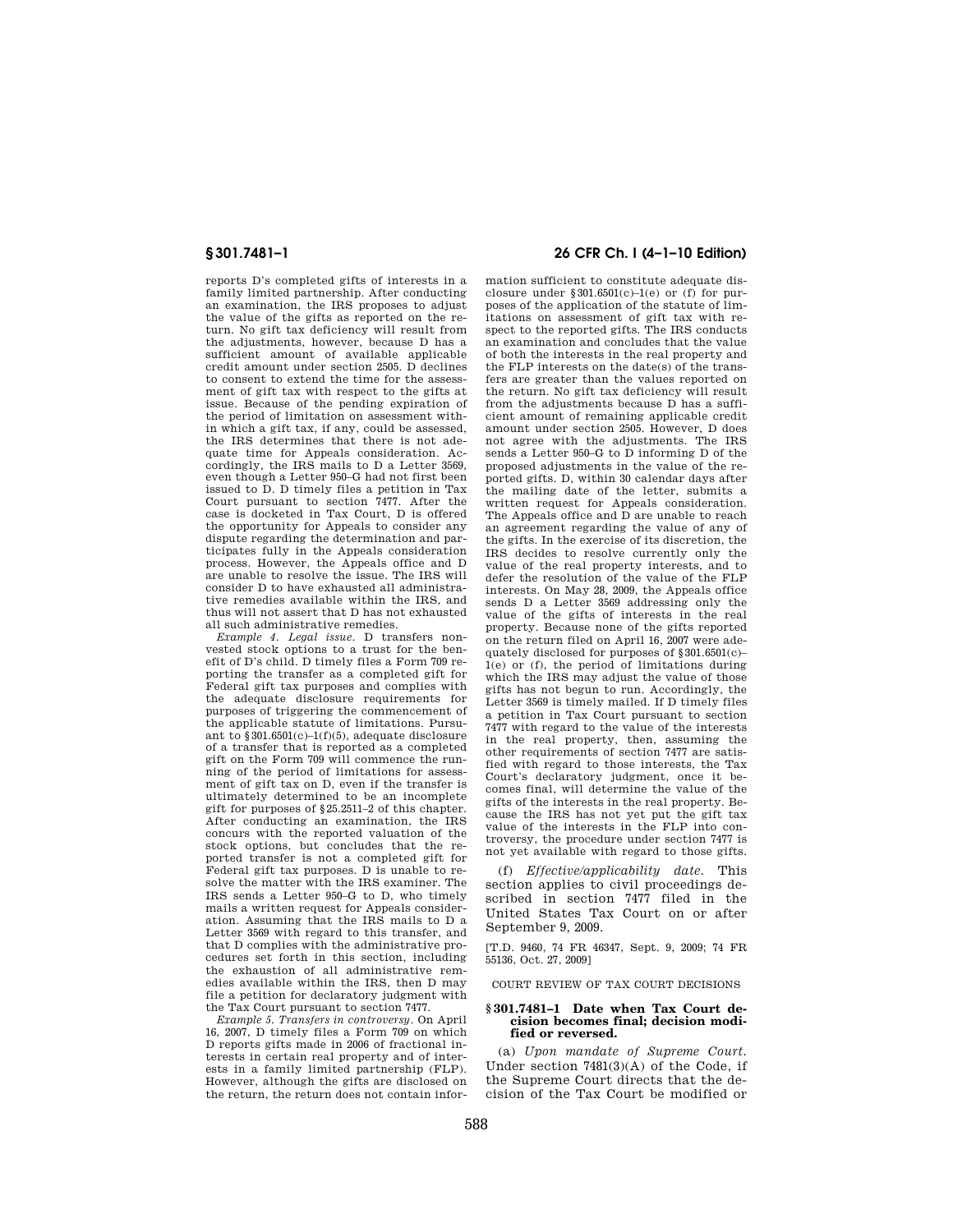reports D's completed gifts of interests in a family limited partnership. After conducting an examination, the IRS proposes to adjust the value of the gifts as reported on the return. No gift tax deficiency will result from the adjustments, however, because D has a sufficient amount of available applicable credit amount under section 2505. D declines to consent to extend the time for the assessment of gift tax with respect to the gifts at issue. Because of the pending expiration of the period of limitation on assessment within which a gift tax, if any, could be assessed, the IRS determines that there is not adequate time for Appeals consideration. Accordingly, the IRS mails to D a Letter 3569, even though a Letter 950–G had not first been issued to D. D timely files a petition in Tax Court pursuant to section 7477. After the case is docketed in Tax Court, D is offered the opportunity for Appeals to consider any dispute regarding the determination and participates fully in the Appeals consideration process. However, the Appeals office and D are unable to resolve the issue. The IRS will consider D to have exhausted all administrative remedies available within the IRS, and thus will not assert that D has not exhausted all such administrative remedies.

*Example 4. Legal issue.* D transfers nonvested stock options to a trust for the benefit of D's child. D timely files a Form 709 reporting the transfer as a completed gift for Federal gift tax purposes and complies with the adequate disclosure requirements for purposes of triggering the commencement of the applicable statute of limitations. Pursuant to §301.6501(c)–1(f)(5), adequate disclosure of a transfer that is reported as a completed gift on the Form 709 will commence the running of the period of limitations for assessment of gift tax on D, even if the transfer is ultimately determined to be an incomplete gift for purposes of §25.2511–2 of this chapter. After conducting an examination, the IRS concurs with the reported valuation of the stock options, but concludes that the reported transfer is not a completed gift for Federal gift tax purposes. D is unable to resolve the matter with the IRS examiner. The IRS sends a Letter 950–G to D, who timely mails a written request for Appeals consideration. Assuming that the IRS mails to D a Letter 3569 with regard to this transfer, and that D complies with the administrative procedures set forth in this section, including the exhaustion of all administrative remedies available within the IRS, then D may file a petition for declaratory judgment with the Tax Court pursuant to section 7477.

*Example 5. Transfers in controversy.* On April 16, 2007, D timely files a Form 709 on which D reports gifts made in 2006 of fractional interests in certain real property and of interests in a family limited partnership (FLP). However, although the gifts are disclosed on the return, the return does not contain information sufficient to constitute adequate disclosure under §301.6501(c)–1(e) or (f) for purposes of the application of the statute of limitations on assessment of gift tax with respect to the reported gifts. The IRS conducts an examination and concludes that the value of both the interests in the real property and the FLP interests on the date(s) of the transfers are greater than the values reported on the return. No gift tax deficiency will result from the adjustments because D has a sufficient amount of remaining applicable credit amount under section 2505. However, D does not agree with the adjustments. The IRS sends a Letter 950–G to D informing D of the proposed adjustments in the value of the reported gifts. D, within 30 calendar days after the mailing date of the letter, submits a written request for Appeals consideration. The Appeals office and D are unable to reach an agreement regarding the value of any of the gifts. In the exercise of its discretion, the IRS decides to resolve currently only the value of the real property interests, and to defer the resolution of the value of the FLP interests. On May 28, 2009, the Appeals office sends D a Letter 3569 addressing only the value of the gifts of interests in the real property. Because none of the gifts reported on the return filed on April 16, 2007 were adequately disclosed for purposes of §301.6501(c)–1(e) or (f), the period of limitations during which the IRS may adjust the value of those gifts has not begun to run. Accordingly, the Letter 3569 is timely mailed. If D timely files a petition in Tax Court pursuant to section 7477 with regard to the value of the interests in the real property, then, assuming the other requirements of section 7477 are satisfied with regard to those interests, the Tax Court's declaratory judgment, once it becomes final, will determine the value of the gifts of the interests in the real property. Because the IRS has not yet put the gift tax value of the interests in the FLP into controversy, the procedure under section 7477 is not yet available with regard to those gifts.

(f) *Effective/applicability date.* This section applies to civil proceedings described in section 7477 filed in the United States Tax Court on or after September 9, 2009.

[T.D. 9460, 74 FR 46347, Sept. 9, 2009; 74 FR 55136, Oct. 27, 2009]

COURT REVIEW OF TAX COURT DECISIONS

### §301.7481–1 Date when Tax Court decision becomes final; decision modified or reversed.

(a) *Upon mandate of Supreme Court.* Under section 7481(3)(A) of the Code, if the Supreme Court directs that the decision of the Tax Court be modified or